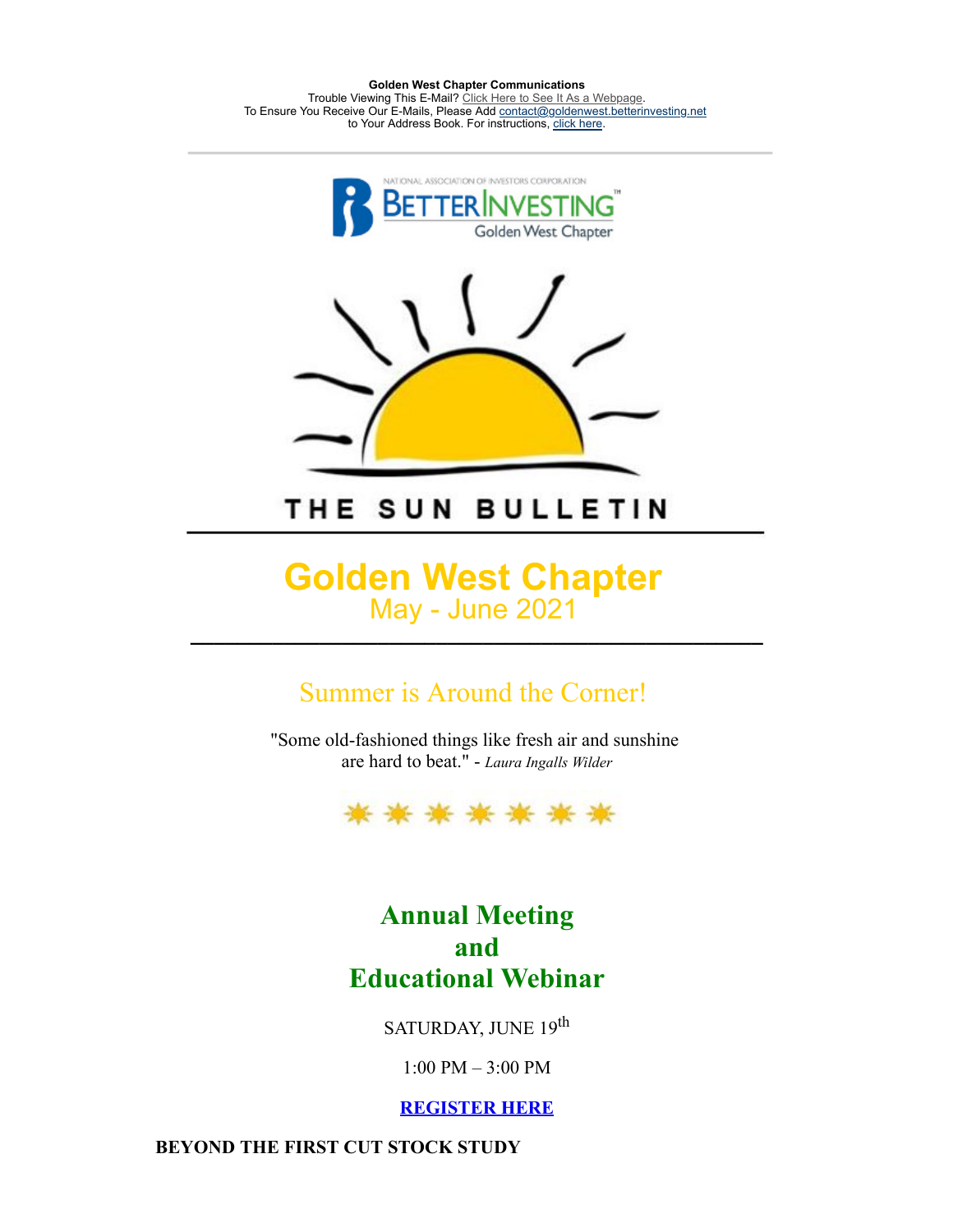**Golden West Chapter Communications**
Trouble Viewing This E-Mail? Click Here to See It As a Webpage.
To Ensure You Receive Our E-Mails, Please Add contact@goldenwest.betterinvesting.net to Your Address Book. For instructions, click here.

NATIONAL ASSOCIATION OF INVESTORS CORPORATION
BETTERINVESTING™
Golden West Chapter

THE SUN BULLETIN

# Golden West Chapter

## May - June 2021

## Summer is Around the Corner!

"Some old-fashioned things like fresh air and sunshine are hard to beat." - *Laura Ingalls Wilder*

## Annual Meeting and Educational Webinar

SATURDAY, JUNE 19th

1:00 PM – 3:00 PM

**REGISTER HERE**

**BEYOND THE FIRST CUT STOCK STUDY**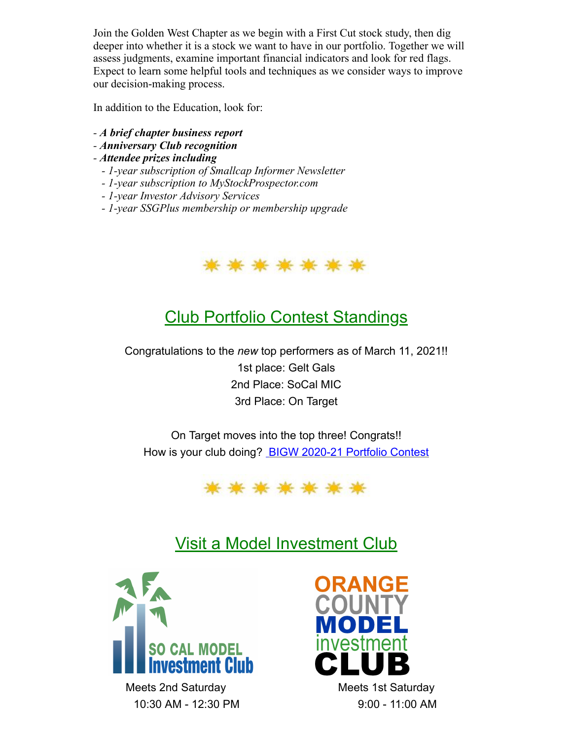Join the Golden West Chapter as we begin with a First Cut stock study, then dig deeper into whether it is a stock we want to have in our portfolio. Together we will assess judgments, examine important financial indicators and look for red flags. Expect to learn some helpful tools and techniques as we consider ways to improve our decision-making process.

In addition to the Education, look for:

- ***A brief chapter business report***
- ***Anniversary Club recognition***
- ***Attendee prizes including***
  - *1-year subscription of Smallcap Informer Newsletter*
  - *1-year subscription to MyStockProspector.com*
  - *1-year Investor Advisory Services*
  - *1-year SSGPlus membership or membership upgrade*

## Club Portfolio Contest Standings

Congratulations to the *new* top performers as of March 11, 2021!!

1st place: Gelt Gals

2nd Place: SoCal MIC

3rd Place: On Target

On Target moves into the top three! Congrats!!

How is your club doing? BIGW 2020-21 Portfolio Contest

## Visit a Model Investment Club

SO CAL MODEL Investment Club

Meets 2nd Saturday

10:30 AM - 12:30 PM

ORANGE COUNTY MODEL investment CLUB

Meets 1st Saturday

9:00 - 11:00 AM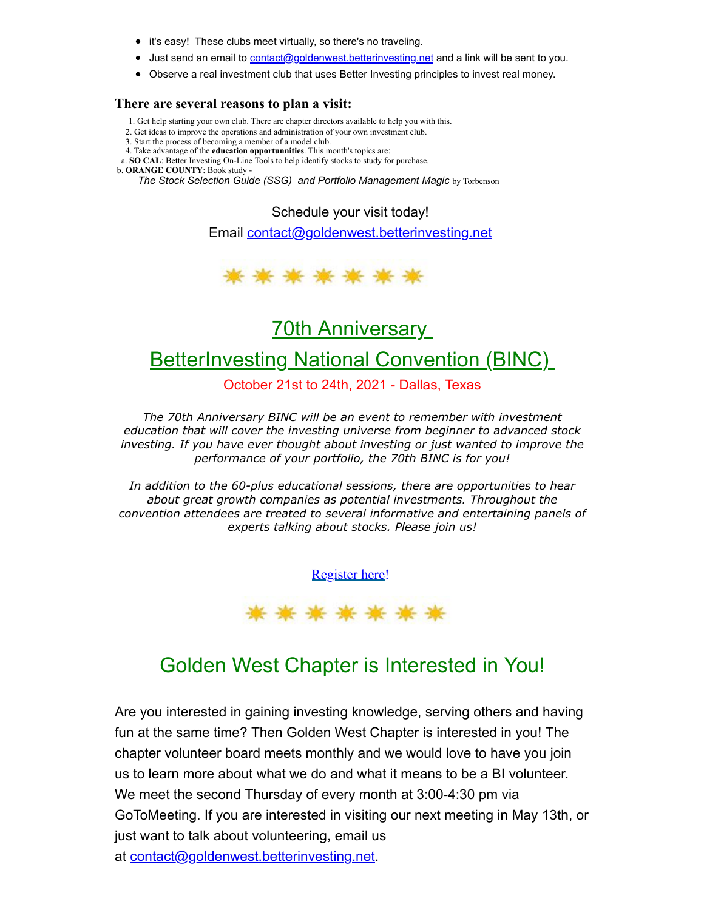- it's easy!  These clubs meet virtually, so there's no traveling.
- Just send an email to contact@goldenwest.betterinvesting.net and a link will be sent to you.
- Observe a real investment club that uses Better Investing principles to invest real money.

### There are several reasons to plan a visit:

1. Get help starting your own club. There are chapter directors available to help you with this.
2. Get ideas to improve the operations and administration of your own investment club.
3. Start the process of becoming a member of a model club.
4. Take advantage of the **education opportunnities**. This month's topics are:

a. **SO CAL**: Better Investing On-Line Tools to help identify stocks to study for purchase.

b. **ORANGE COUNTY**: Book study -
*The Stock Selection Guide (SSG)  and Portfolio Management Magic* by Torbenson

Schedule your visit today!

Email contact@goldenwest.betterinvesting.net

## 70th Anniversary
## BetterInvesting National Convention (BINC)

October 21st to 24th, 2021 - Dallas, Texas

*The 70th Anniversary BINC will be an event to remember with investment education that will cover the investing universe from beginner to advanced stock investing. If you have ever thought about investing or just wanted to improve the performance of your portfolio, the 70th BINC is for you!*

*In addition to the 60-plus educational sessions, there are opportunities to hear about great growth companies as potential investments. Throughout the convention attendees are treated to several informative and entertaining panels of experts talking about stocks. Please join us!*

Register here!

## Golden West Chapter is Interested in You!

Are you interested in gaining investing knowledge, serving others and having fun at the same time? Then Golden West Chapter is interested in you! The chapter volunteer board meets monthly and we would love to have you join us to learn more about what we do and what it means to be a BI volunteer. We meet the second Thursday of every month at 3:00-4:30 pm via GoToMeeting. If you are interested in visiting our next meeting in May 13th, or just want to talk about volunteering, email us at contact@goldenwest.betterinvesting.net.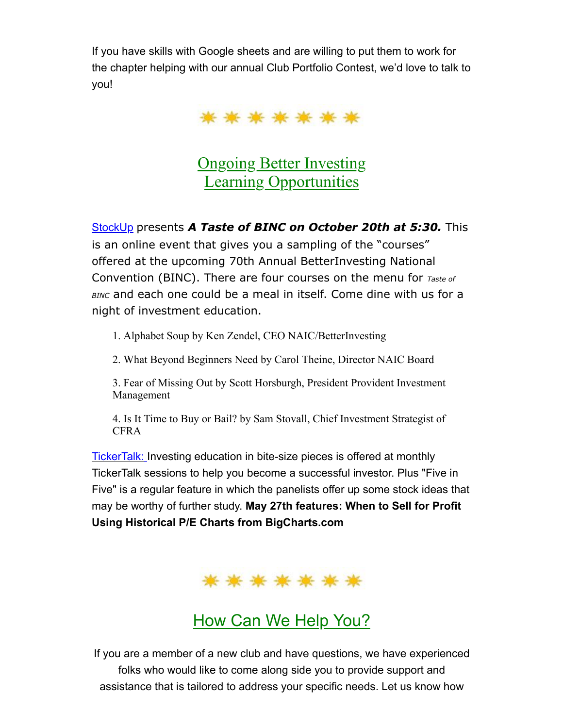If you have skills with Google sheets and are willing to put them to work for the chapter helping with our annual Club Portfolio Contest, we'd love to talk to you!

## Ongoing Better Investing Learning Opportunities

StockUp presents ***A Taste of BINC on October 20th at 5:30.*** This is an online event that gives you a sampling of the "courses" offered at the upcoming 70th Annual BetterInvesting National Convention (BINC). There are four courses on the menu for *Taste of BINC* and each one could be a meal in itself. Come dine with us for a night of investment education.

1. Alphabet Soup by Ken Zendel, CEO NAIC/BetterInvesting
2. What Beyond Beginners Need by Carol Theine, Director NAIC Board
3. Fear of Missing Out by Scott Horsburgh, President Provident Investment Management
4. Is It Time to Buy or Bail? by Sam Stovall, Chief Investment Strategist of CFRA

TickerTalk: Investing education in bite-size pieces is offered at monthly TickerTalk sessions to help you become a successful investor. Plus "Five in Five" is a regular feature in which the panelists offer up some stock ideas that may be worthy of further study. **May 27th features: When to Sell for Profit Using Historical P/E Charts from BigCharts.com**

## How Can We Help You?

If you are a member of a new club and have questions, we have experienced folks who would like to come along side you to provide support and assistance that is tailored to address your specific needs. Let us know how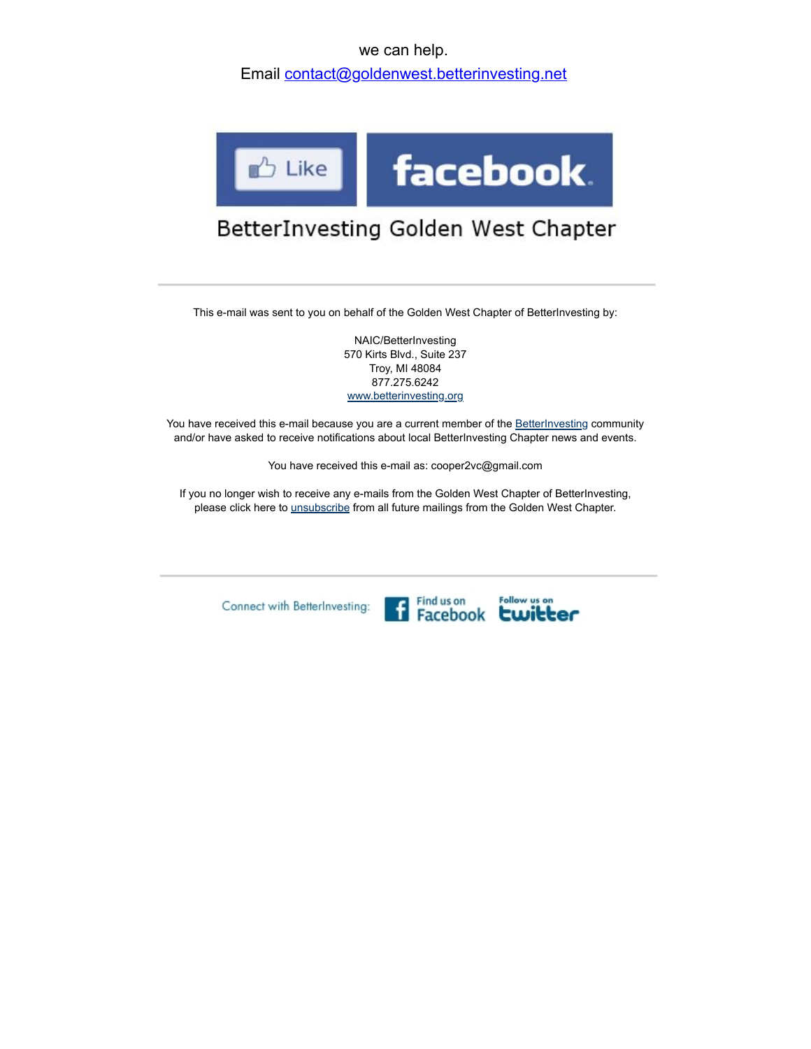we can help.

Email contact@goldenwest.betterinvesting.net

Like facebook

BetterInvesting Golden West Chapter

---

This e-mail was sent to you on behalf of the Golden West Chapter of BetterInvesting by:

NAIC/BetterInvesting
570 Kirts Blvd., Suite 237
Troy, MI 48084
877.275.6242
www.betterinvesting.org

You have received this e-mail because you are a current member of the BetterInvesting community and/or have asked to receive notifications about local BetterInvesting Chapter news and events.

You have received this e-mail as: cooper2vc@gmail.com

If you no longer wish to receive any e-mails from the Golden West Chapter of BetterInvesting, please click here to unsubscribe from all future mailings from the Golden West Chapter.

---

Connect with BetterInvesting: Find us on Facebook Follow us on twitter